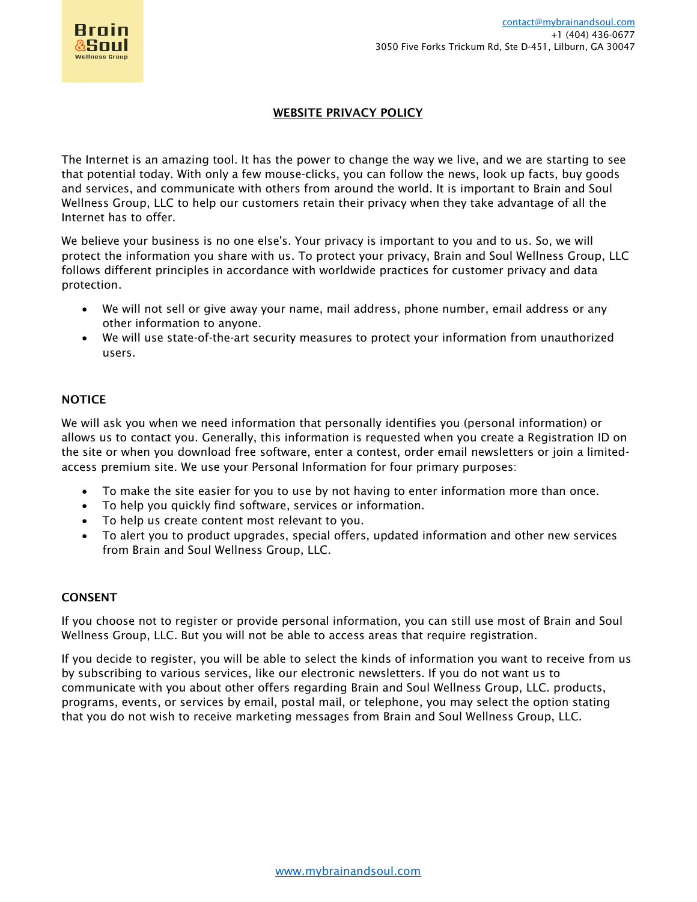Brain &Soul Wellness Group

contact@mybrainandsoul.com
+1 (404) 436-0677
3050 Five Forks Trickum Rd, Ste D-451, Lilburn, GA 30047

# WEBSITE PRIVACY POLICY

The Internet is an amazing tool. It has the power to change the way we live, and we are starting to see that potential today. With only a few mouse-clicks, you can follow the news, look up facts, buy goods and services, and communicate with others from around the world. It is important to Brain and Soul Wellness Group, LLC to help our customers retain their privacy when they take advantage of all the Internet has to offer.

We believe your business is no one else's. Your privacy is important to you and to us. So, we will protect the information you share with us. To protect your privacy, Brain and Soul Wellness Group, LLC follows different principles in accordance with worldwide practices for customer privacy and data protection.

- We will not sell or give away your name, mail address, phone number, email address or any other information to anyone.
- We will use state-of-the-art security measures to protect your information from unauthorized users.

## NOTICE

We will ask you when we need information that personally identifies you (personal information) or allows us to contact you. Generally, this information is requested when you create a Registration ID on the site or when you download free software, enter a contest, order email newsletters or join a limited-access premium site. We use your Personal Information for four primary purposes:

- To make the site easier for you to use by not having to enter information more than once.
- To help you quickly find software, services or information.
- To help us create content most relevant to you.
- To alert you to product upgrades, special offers, updated information and other new services from Brain and Soul Wellness Group, LLC.

## CONSENT

If you choose not to register or provide personal information, you can still use most of Brain and Soul Wellness Group, LLC. But you will not be able to access areas that require registration.

If you decide to register, you will be able to select the kinds of information you want to receive from us by subscribing to various services, like our electronic newsletters. If you do not want us to communicate with you about other offers regarding Brain and Soul Wellness Group, LLC. products, programs, events, or services by email, postal mail, or telephone, you may select the option stating that you do not wish to receive marketing messages from Brain and Soul Wellness Group, LLC.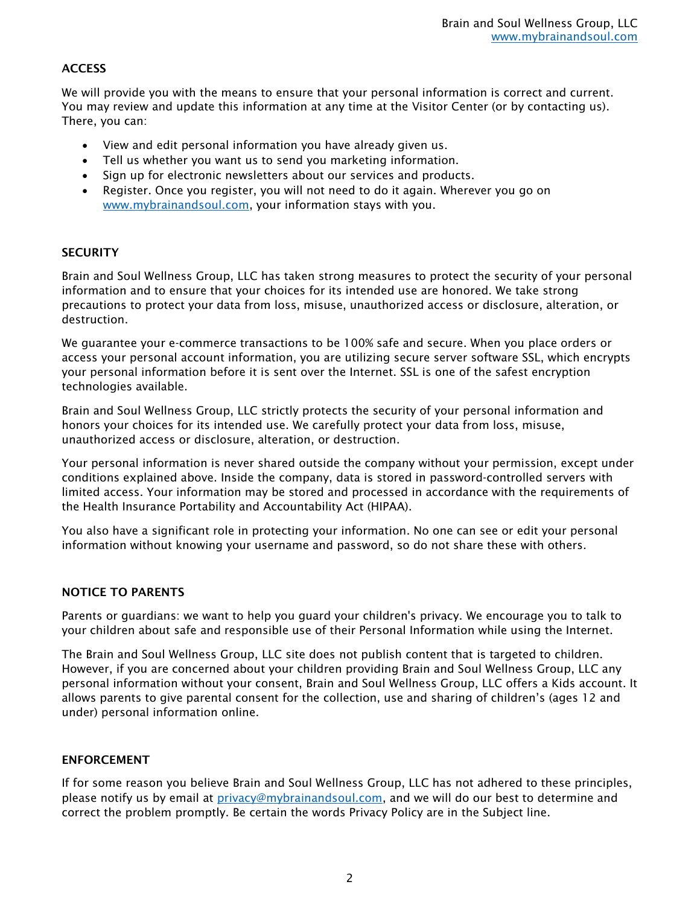## ACCESS

We will provide you with the means to ensure that your personal information is correct and current. You may review and update this information at any time at the Visitor Center (or by contacting us). There, you can:

- View and edit personal information you have already given us.
- Tell us whether you want us to send you marketing information.
- Sign up for electronic newsletters about our services and products.
- Register. Once you register, you will not need to do it again. Wherever you go on www.mybrainandsoul.com, your information stays with you.

## SECURITY

Brain and Soul Wellness Group, LLC has taken strong measures to protect the security of your personal information and to ensure that your choices for its intended use are honored. We take strong precautions to protect your data from loss, misuse, unauthorized access or disclosure, alteration, or destruction.

We guarantee your e-commerce transactions to be 100% safe and secure. When you place orders or access your personal account information, you are utilizing secure server software SSL, which encrypts your personal information before it is sent over the Internet. SSL is one of the safest encryption technologies available.

Brain and Soul Wellness Group, LLC strictly protects the security of your personal information and honors your choices for its intended use. We carefully protect your data from loss, misuse, unauthorized access or disclosure, alteration, or destruction.

Your personal information is never shared outside the company without your permission, except under conditions explained above. Inside the company, data is stored in password-controlled servers with limited access. Your information may be stored and processed in accordance with the requirements of the Health Insurance Portability and Accountability Act (HIPAA).

You also have a significant role in protecting your information. No one can see or edit your personal information without knowing your username and password, so do not share these with others.

## NOTICE TO PARENTS

Parents or guardians: we want to help you guard your children's privacy. We encourage you to talk to your children about safe and responsible use of their Personal Information while using the Internet.

The Brain and Soul Wellness Group, LLC site does not publish content that is targeted to children. However, if you are concerned about your children providing Brain and Soul Wellness Group, LLC any personal information without your consent, Brain and Soul Wellness Group, LLC offers a Kids account. It allows parents to give parental consent for the collection, use and sharing of children's (ages 12 and under) personal information online.

## ENFORCEMENT

If for some reason you believe Brain and Soul Wellness Group, LLC has not adhered to these principles, please notify us by email at privacy@mybrainandsoul.com, and we will do our best to determine and correct the problem promptly. Be certain the words Privacy Policy are in the Subject line.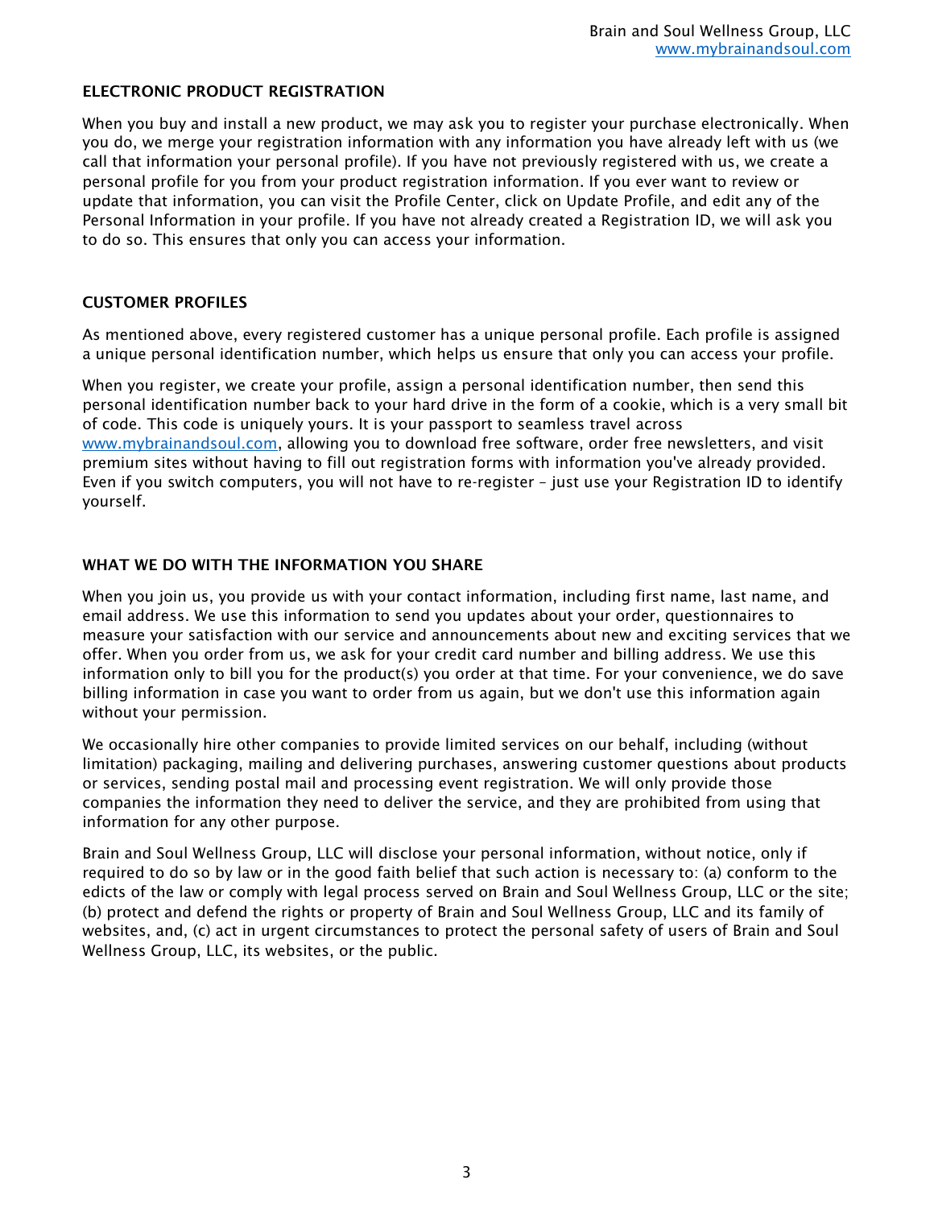## ELECTRONIC PRODUCT REGISTRATION

When you buy and install a new product, we may ask you to register your purchase electronically. When you do, we merge your registration information with any information you have already left with us (we call that information your personal profile). If you have not previously registered with us, we create a personal profile for you from your product registration information. If you ever want to review or update that information, you can visit the Profile Center, click on Update Profile, and edit any of the Personal Information in your profile. If you have not already created a Registration ID, we will ask you to do so. This ensures that only you can access your information.

## CUSTOMER PROFILES

As mentioned above, every registered customer has a unique personal profile. Each profile is assigned a unique personal identification number, which helps us ensure that only you can access your profile.

When you register, we create your profile, assign a personal identification number, then send this personal identification number back to your hard drive in the form of a cookie, which is a very small bit of code. This code is uniquely yours. It is your passport to seamless travel across www.mybrainandsoul.com, allowing you to download free software, order free newsletters, and visit premium sites without having to fill out registration forms with information you've already provided. Even if you switch computers, you will not have to re-register – just use your Registration ID to identify yourself.

## WHAT WE DO WITH THE INFORMATION YOU SHARE

When you join us, you provide us with your contact information, including first name, last name, and email address. We use this information to send you updates about your order, questionnaires to measure your satisfaction with our service and announcements about new and exciting services that we offer. When you order from us, we ask for your credit card number and billing address. We use this information only to bill you for the product(s) you order at that time. For your convenience, we do save billing information in case you want to order from us again, but we don't use this information again without your permission.

We occasionally hire other companies to provide limited services on our behalf, including (without limitation) packaging, mailing and delivering purchases, answering customer questions about products or services, sending postal mail and processing event registration. We will only provide those companies the information they need to deliver the service, and they are prohibited from using that information for any other purpose.

Brain and Soul Wellness Group, LLC will disclose your personal information, without notice, only if required to do so by law or in the good faith belief that such action is necessary to: (a) conform to the edicts of the law or comply with legal process served on Brain and Soul Wellness Group, LLC or the site; (b) protect and defend the rights or property of Brain and Soul Wellness Group, LLC and its family of websites, and, (c) act in urgent circumstances to protect the personal safety of users of Brain and Soul Wellness Group, LLC, its websites, or the public.